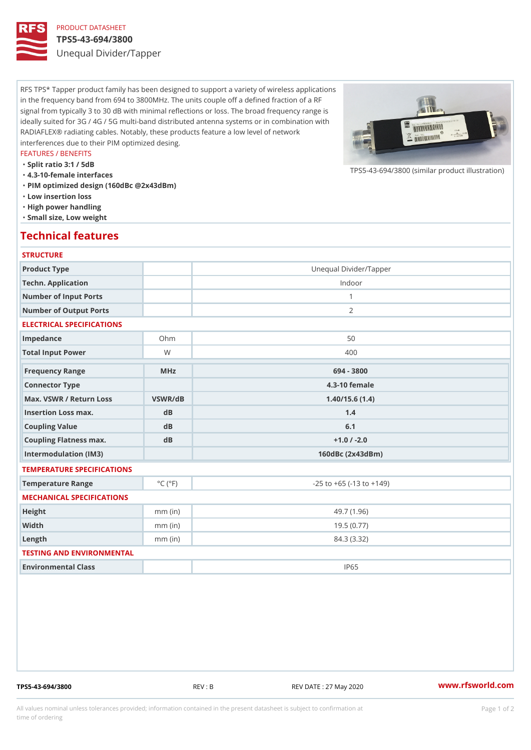PRODUCT DATASHEET

# TPS5-43-694/3800

## Unequal Divider/Tapper

RFS TPS* Tapper product family has been designed to support a variety of wireless applications in the frequency band from 694 to 3800MHz. The units couple off a defined fraction of a RF signal from typically 3 to 30 dB with minimal reflections or loss. The broad frequency range is ideally suited for 3G / 4G / 5G multi-band distributed antenna systems or in combination with RADIAFLEX® radiating cables. Notably, these products feature a low level of network interferences due to their PIM optimized desing.

FEATURES / BENEFITS

- Split ratio 3:1 / 5dB
- 4.3-10-female interfaces
- PIM optimized design (160dBc @2x43dBm)
- Low insertion loss
- High power handling
- Small size, Low weight

TPS5-43-694/3800 (similar product illustration)

## Technical features

STRUCTURE

| | | |
|---|---|---|
| Product Type | | Unequal Divider/Tapper |
| Techn. Application | | Indoor |
| Number of Input Ports | | 1 |
| Number of Output Ports | | 2 |

ELECTRICAL SPECIFICATIONS

| | | |
|---|---|---|
| Impedance | Ohm | 50 |
| Total Input Power | W | 400 |
| Frequency Range | MHz | 694 - 3800 |
| Connector Type | | 4.3-10 female |
| Max. VSWR / Return Loss | VSWR/dB | 1.40/15.6 (1.4) |
| Insertion Loss max. | dB | 1.4 |
| Coupling Value | dB | 6.1 |
| Coupling Flatness max. | dB | +1.0 / -2.0 |
| Intermodulation (IM3) | | 160dBc (2x43dBm) |

TEMPERATURE SPECIFICATIONS

| | | |
|---|---|---|
| Temperature Range | °C (°F) | -25 to +65 (-13 to +149) |

MECHANICAL SPECIFICATIONS

| | | |
|---|---|---|
| Height | mm (in) | 49.7 (1.96) |
| Width | mm (in) | 19.5 (0.77) |
| Length | mm (in) | 84.3 (3.32) |

TESTING AND ENVIRONMENTAL

| | | |
|---|---|---|
| Environmental Class | | IP65 |

TPS5-43-694/3800 REV : B REV DATE : 27 May 2020 www.rfsworld.com

All values nominal unless tolerances provided; information contained in the present datasheet is subject to confirmation at time of ordering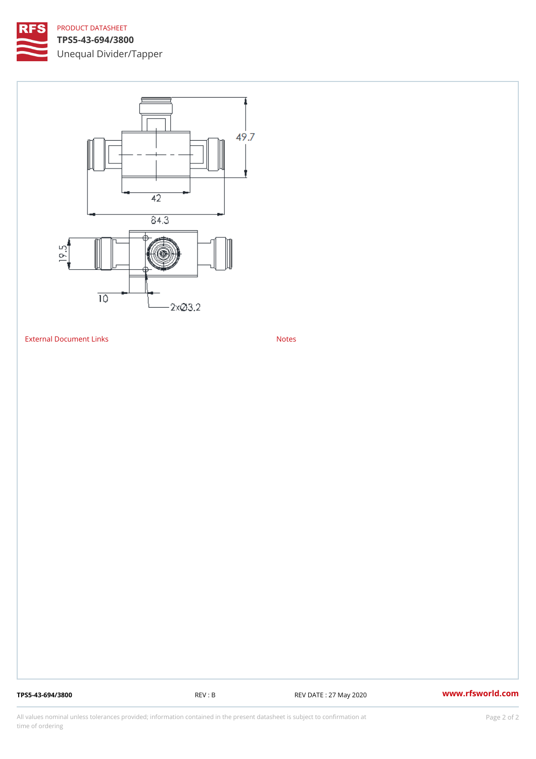PRODUCT DATASHEET

TPS5-43-694/3800

Unequal Divider/Tapper

49.7

42

84.3

19.5

10

2xØ3.2

External Document Links

Notes

TPS5-43-694/3800 REV : B REV DATE : 27 May 2020 www.rfsworld.com

All values nominal unless tolerances provided; information contained in the present datasheet is subject to confirmation at time of ordering